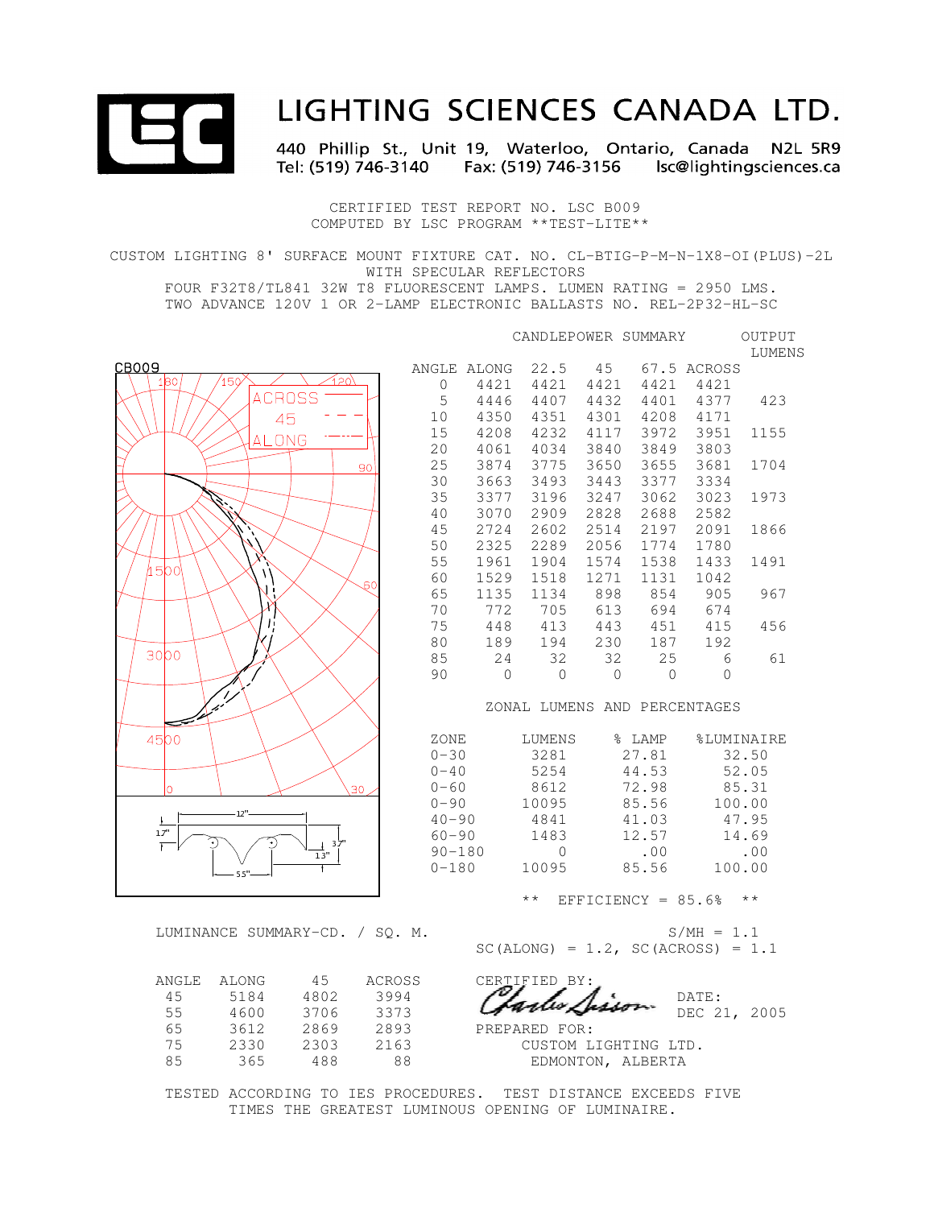# LIGHTING SCIENCES CANADA LTD.

440 Phillip St., Unit 19, Waterloo, Ontario, Canada N2L 5R9
Tel: (519) 746-3140 Fax: (519) 746-3156 lsc@lightingsciences.ca

CERTIFIED TEST REPORT NO. LSC B009
COMPUTED BY LSC PROGRAM **TEST-LITE**

CUSTOM LIGHTING 8' SURFACE MOUNT FIXTURE CAT. NO. CL-BTIG-P-M-N-1X8-OI(PLUS)-2L
WITH SPECULAR REFLECTORS
FOUR F32T8/TL841 32W T8 FLUORESCENT LAMPS. LUMEN RATING = 2950 LMS.
TWO ADVANCE 120V 1 OR 2-LAMP ELECTRONIC BALLASTS NO. REL-2P32-HL-SC

CB009

## CANDLEPOWER SUMMARY

| ANGLE | ALONG | 22.5 | 45 | 67.5 | ACROSS | OUTPUT LUMENS |
|---|---|---|---|---|---|---|
| 0 | 4421 | 4421 | 4421 | 4421 | 4421 | |
| 5 | 4446 | 4407 | 4432 | 4401 | 4377 | 423 |
| 10 | 4350 | 4351 | 4301 | 4208 | 4171 | |
| 15 | 4208 | 4232 | 4117 | 3972 | 3951 | 1155 |
| 20 | 4061 | 4034 | 3840 | 3849 | 3803 | |
| 25 | 3874 | 3775 | 3650 | 3655 | 3681 | 1704 |
| 30 | 3663 | 3493 | 3443 | 3377 | 3334 | |
| 35 | 3377 | 3196 | 3247 | 3062 | 3023 | 1973 |
| 40 | 3070 | 2909 | 2828 | 2688 | 2582 | |
| 45 | 2724 | 2602 | 2514 | 2197 | 2091 | 1866 |
| 50 | 2325 | 2289 | 2056 | 1774 | 1780 | |
| 55 | 1961 | 1904 | 1574 | 1538 | 1433 | 1491 |
| 60 | 1529 | 1518 | 1271 | 1131 | 1042 | |
| 65 | 1135 | 1134 | 898 | 854 | 905 | 967 |
| 70 | 772 | 705 | 613 | 694 | 674 | |
| 75 | 448 | 413 | 443 | 451 | 415 | 456 |
| 80 | 189 | 194 | 230 | 187 | 192 | |
| 85 | 24 | 32 | 32 | 25 | 6 | 61 |
| 90 | 0 | 0 | 0 | 0 | 0 | |

## ZONAL LUMENS AND PERCENTAGES

| ZONE | LUMENS | % LAMP | %LUMINAIRE |
|---|---|---|---|
| 0-30 | 3281 | 27.81 | 32.50 |
| 0-40 | 5254 | 44.53 | 52.05 |
| 0-60 | 8612 | 72.98 | 85.31 |
| 0-90 | 10095 | 85.56 | 100.00 |
| 40-90 | 4841 | 41.03 | 47.95 |
| 60-90 | 1483 | 12.57 | 14.69 |
| 90-180 | 0 | .00 | .00 |
| 0-180 | 10095 | 85.56 | 100.00 |

** EFFICIENCY = 85.6% **

S/MH = 1.1
SC(ALONG) = 1.2, SC(ACROSS) = 1.1

## LUMINANCE SUMMARY-CD. / SQ. M.

| ANGLE | ALONG | 45 | ACROSS |
|---|---|---|---|
| 45 | 5184 | 4802 | 3994 |
| 55 | 4600 | 3706 | 3373 |
| 65 | 3612 | 2869 | 2893 |
| 75 | 2330 | 2303 | 2163 |
| 85 | 365 | 488 | 88 |

CERTIFIED BY: Charles Sisson

DATE: DEC 21, 2005

PREPARED FOR:
CUSTOM LIGHTING LTD.
EDMONTON, ALBERTA

TESTED ACCORDING TO IES PROCEDURES. TEST DISTANCE EXCEEDS FIVE TIMES THE GREATEST LUMINOUS OPENING OF LUMINAIRE.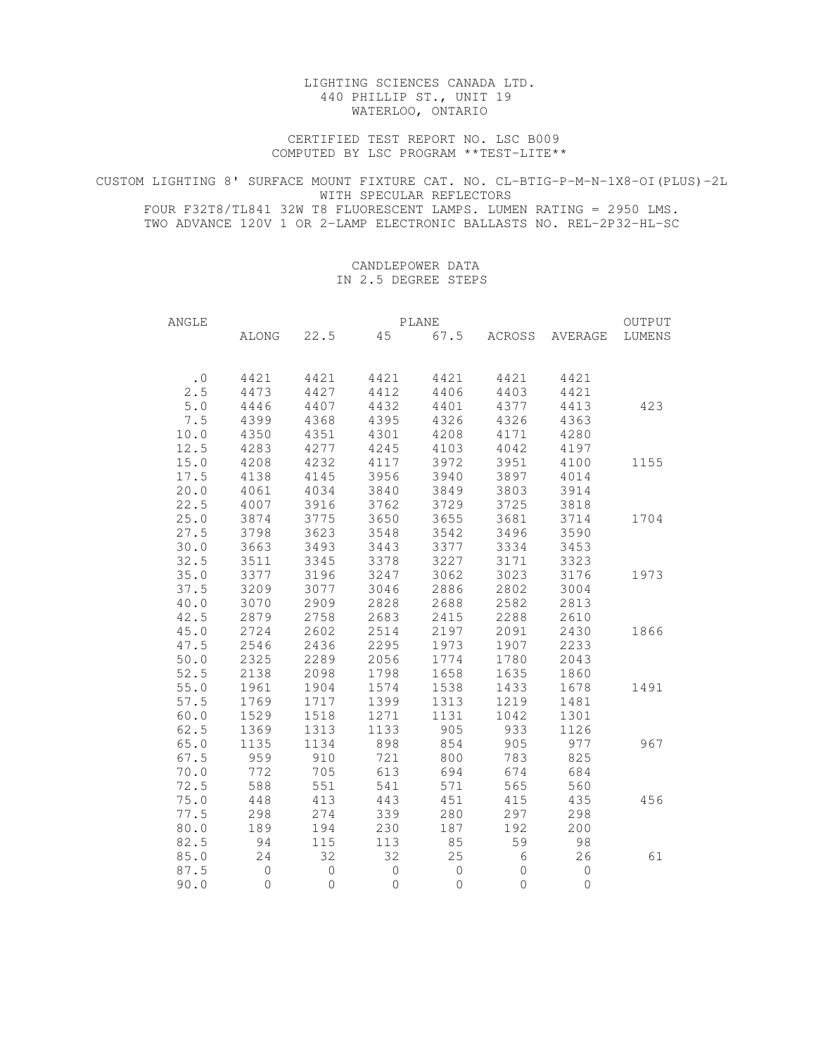LIGHTING SCIENCES CANADA LTD.
440 PHILLIP ST., UNIT 19
WATERLOO, ONTARIO

CERTIFIED TEST REPORT NO. LSC B009
COMPUTED BY LSC PROGRAM \*\*TEST-LITE\*\*

CUSTOM LIGHTING 8' SURFACE MOUNT FIXTURE CAT. NO. CL-BTIG-P-M-N-1X8-OI(PLUS)-2L
WITH SPECULAR REFLECTORS
FOUR F32T8/TL841 32W T8 FLUORESCENT LAMPS. LUMEN RATING = 2950 LMS.
TWO ADVANCE 120V 1 OR 2-LAMP ELECTRONIC BALLASTS NO. REL-2P32-HL-SC

CANDLEPOWER DATA
IN 2.5 DEGREE STEPS

| ANGLE | PLANE | | | | | | OUTPUT |
|---|---|---|---|---|---|---|---|
| | ALONG | 22.5 | 45 | 67.5 | ACROSS | AVERAGE | LUMENS |
| .0 | 4421 | 4421 | 4421 | 4421 | 4421 | 4421 | |
| 2.5 | 4473 | 4427 | 4412 | 4406 | 4403 | 4421 | |
| 5.0 | 4446 | 4407 | 4432 | 4401 | 4377 | 4413 | 423 |
| 7.5 | 4399 | 4368 | 4395 | 4326 | 4326 | 4363 | |
| 10.0 | 4350 | 4351 | 4301 | 4208 | 4171 | 4280 | |
| 12.5 | 4283 | 4277 | 4245 | 4103 | 4042 | 4197 | |
| 15.0 | 4208 | 4232 | 4117 | 3972 | 3951 | 4100 | 1155 |
| 17.5 | 4138 | 4145 | 3956 | 3940 | 3897 | 4014 | |
| 20.0 | 4061 | 4034 | 3840 | 3849 | 3803 | 3914 | |
| 22.5 | 4007 | 3916 | 3762 | 3729 | 3725 | 3818 | |
| 25.0 | 3874 | 3775 | 3650 | 3655 | 3681 | 3714 | 1704 |
| 27.5 | 3798 | 3623 | 3548 | 3542 | 3496 | 3590 | |
| 30.0 | 3663 | 3493 | 3443 | 3377 | 3334 | 3453 | |
| 32.5 | 3511 | 3345 | 3378 | 3227 | 3171 | 3323 | |
| 35.0 | 3377 | 3196 | 3247 | 3062 | 3023 | 3176 | 1973 |
| 37.5 | 3209 | 3077 | 3046 | 2886 | 2802 | 3004 | |
| 40.0 | 3070 | 2909 | 2828 | 2688 | 2582 | 2813 | |
| 42.5 | 2879 | 2758 | 2683 | 2415 | 2288 | 2610 | |
| 45.0 | 2724 | 2602 | 2514 | 2197 | 2091 | 2430 | 1866 |
| 47.5 | 2546 | 2436 | 2295 | 1973 | 1907 | 2233 | |
| 50.0 | 2325 | 2289 | 2056 | 1774 | 1780 | 2043 | |
| 52.5 | 2138 | 2098 | 1798 | 1658 | 1635 | 1860 | |
| 55.0 | 1961 | 1904 | 1574 | 1538 | 1433 | 1678 | 1491 |
| 57.5 | 1769 | 1717 | 1399 | 1313 | 1219 | 1481 | |
| 60.0 | 1529 | 1518 | 1271 | 1131 | 1042 | 1301 | |
| 62.5 | 1369 | 1313 | 1133 | 905 | 933 | 1126 | |
| 65.0 | 1135 | 1134 | 898 | 854 | 905 | 977 | 967 |
| 67.5 | 959 | 910 | 721 | 800 | 783 | 825 | |
| 70.0 | 772 | 705 | 613 | 694 | 674 | 684 | |
| 72.5 | 588 | 551 | 541 | 571 | 565 | 560 | |
| 75.0 | 448 | 413 | 443 | 451 | 415 | 435 | 456 |
| 77.5 | 298 | 274 | 339 | 280 | 297 | 298 | |
| 80.0 | 189 | 194 | 230 | 187 | 192 | 200 | |
| 82.5 | 94 | 115 | 113 | 85 | 59 | 98 | |
| 85.0 | 24 | 32 | 32 | 25 | 6 | 26 | 61 |
| 87.5 | 0 | 0 | 0 | 0 | 0 | 0 | |
| 90.0 | 0 | 0 | 0 | 0 | 0 | 0 | |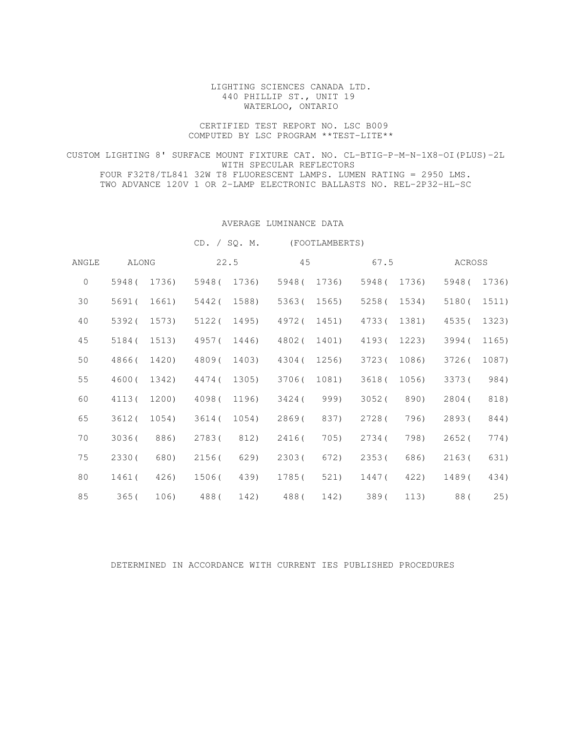LIGHTING SCIENCES CANADA LTD.
440 PHILLIP ST., UNIT 19
WATERLOO, ONTARIO

CERTIFIED TEST REPORT NO. LSC B009
COMPUTED BY LSC PROGRAM **TEST-LITE**

CUSTOM LIGHTING 8' SURFACE MOUNT FIXTURE CAT. NO. CL-BTIG-P-M-N-1X8-OI(PLUS)-2L
WITH SPECULAR REFLECTORS
FOUR F32T8/TL841 32W T8 FLUORESCENT LAMPS. LUMEN RATING = 2950 LMS.
TWO ADVANCE 120V 1 OR 2-LAMP ELECTRONIC BALLASTS NO. REL-2P32-HL-SC

## AVERAGE LUMINANCE DATA

CD. / SQ. M. (FOOTLAMBERTS)

| ANGLE | ALONG | 22.5 | 45 | 67.5 | ACROSS |
|---|---|---|---|---|---|
| 0 | 5948( 1736) | 5948( 1736) | 5948( 1736) | 5948( 1736) | 5948( 1736) |
| 30 | 5691( 1661) | 5442( 1588) | 5363( 1565) | 5258( 1534) | 5180( 1511) |
| 40 | 5392( 1573) | 5122( 1495) | 4972( 1451) | 4733( 1381) | 4535( 1323) |
| 45 | 5184( 1513) | 4957( 1446) | 4802( 1401) | 4193( 1223) | 3994( 1165) |
| 50 | 4866( 1420) | 4809( 1403) | 4304( 1256) | 3723( 1086) | 3726( 1087) |
| 55 | 4600( 1342) | 4474( 1305) | 3706( 1081) | 3618( 1056) | 3373( 984) |
| 60 | 4113( 1200) | 4098( 1196) | 3424( 999) | 3052( 890) | 2804( 818) |
| 65 | 3612( 1054) | 3614( 1054) | 2869( 837) | 2728( 796) | 2893( 844) |
| 70 | 3036( 886) | 2783( 812) | 2416( 705) | 2734( 798) | 2652( 774) |
| 75 | 2330( 680) | 2156( 629) | 2303( 672) | 2353( 686) | 2163( 631) |
| 80 | 1461( 426) | 1506( 439) | 1785( 521) | 1447( 422) | 1489( 434) |
| 85 | 365( 106) | 488( 142) | 488( 142) | 389( 113) | 88( 25) |

DETERMINED IN ACCORDANCE WITH CURRENT IES PUBLISHED PROCEDURES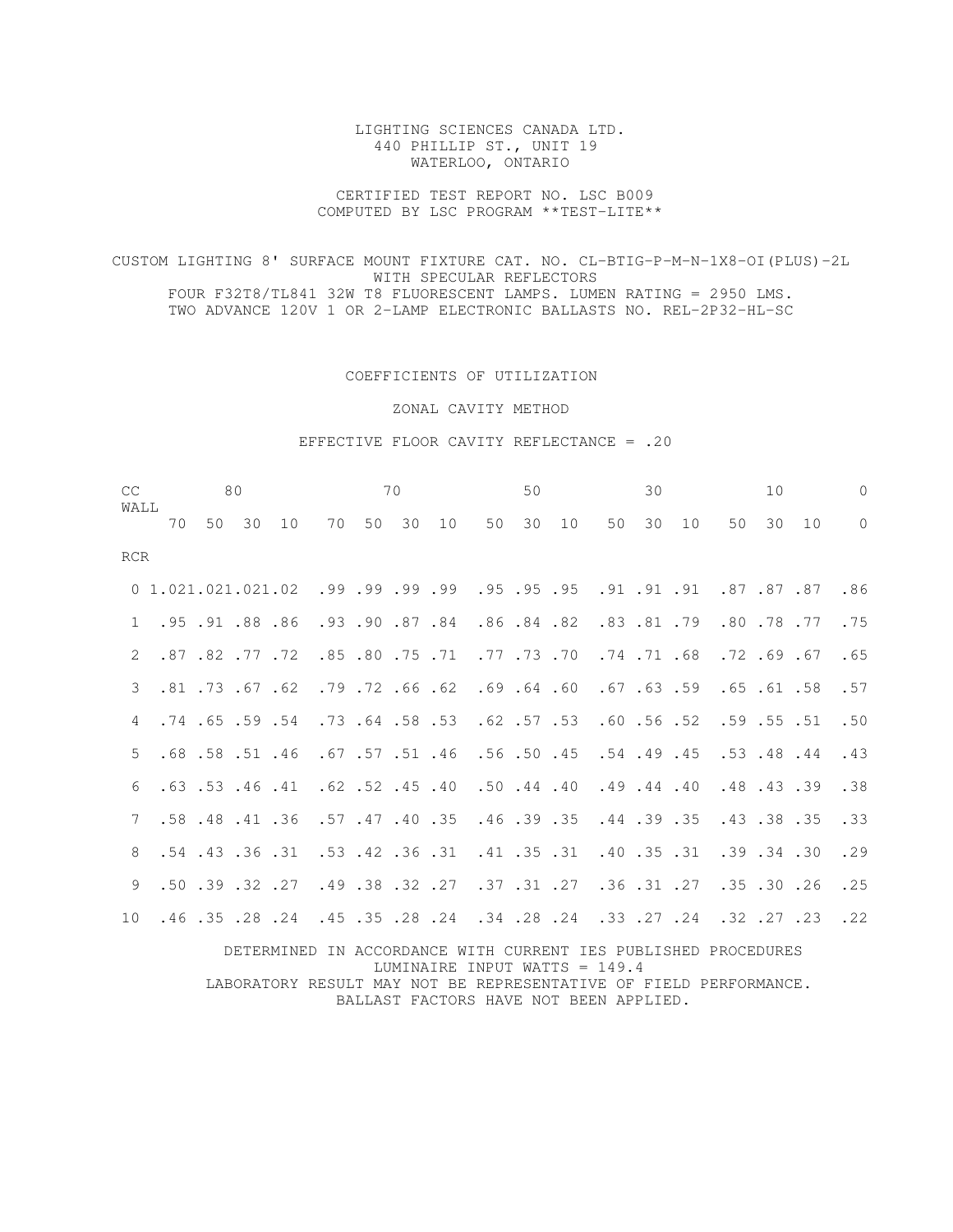LIGHTING SCIENCES CANADA LTD.
440 PHILLIP ST., UNIT 19
WATERLOO, ONTARIO

CERTIFIED TEST REPORT NO. LSC B009
COMPUTED BY LSC PROGRAM **TEST-LITE**

CUSTOM LIGHTING 8' SURFACE MOUNT FIXTURE CAT. NO. CL-BTIG-P-M-N-1X8-OI(PLUS)-2L
WITH SPECULAR REFLECTORS
FOUR F32T8/TL841 32W T8 FLUORESCENT LAMPS. LUMEN RATING = 2950 LMS.
TWO ADVANCE 120V 1 OR 2-LAMP ELECTRONIC BALLASTS NO. REL-2P32-HL-SC

## COEFFICIENTS OF UTILIZATION

ZONAL CAVITY METHOD

EFFECTIVE FLOOR CAVITY REFLECTANCE = .20

| CC | 80 | | | | 70 | | | | 50 | | | 30 | | | 10 | | | 0 |
|---|---|---|---|---|---|---|---|---|---|---|---|---|---|---|---|---|---|---|
| WALL | 70 | 50 | 30 | 10 | 70 | 50 | 30 | 10 | 50 | 30 | 10 | 50 | 30 | 10 | 50 | 30 | 10 | 0 |
| RCR | | | | | | | | | | | | | | | | | | |
| 0 | 1.02 | 1.02 | 1.02 | 1.02 | .99 | .99 | .99 | .99 | .95 | .95 | .95 | .91 | .91 | .91 | .87 | .87 | .87 | .86 |
| 1 | .95 | .91 | .88 | .86 | .93 | .90 | .87 | .84 | .86 | .84 | .82 | .83 | .81 | .79 | .80 | .78 | .77 | .75 |
| 2 | .87 | .82 | .77 | .72 | .85 | .80 | .75 | .71 | .77 | .73 | .70 | .74 | .71 | .68 | .72 | .69 | .67 | .65 |
| 3 | .81 | .73 | .67 | .62 | .79 | .72 | .66 | .62 | .69 | .64 | .60 | .67 | .63 | .59 | .65 | .61 | .58 | .57 |
| 4 | .74 | .65 | .59 | .54 | .73 | .64 | .58 | .53 | .62 | .57 | .53 | .60 | .56 | .52 | .59 | .55 | .51 | .50 |
| 5 | .68 | .58 | .51 | .46 | .67 | .57 | .51 | .46 | .56 | .50 | .45 | .54 | .49 | .45 | .53 | .48 | .44 | .43 |
| 6 | .63 | .53 | .46 | .41 | .62 | .52 | .45 | .40 | .50 | .44 | .40 | .49 | .44 | .40 | .48 | .43 | .39 | .38 |
| 7 | .58 | .48 | .41 | .36 | .57 | .47 | .40 | .35 | .46 | .39 | .35 | .44 | .39 | .35 | .43 | .38 | .35 | .33 |
| 8 | .54 | .43 | .36 | .31 | .53 | .42 | .36 | .31 | .41 | .35 | .31 | .40 | .35 | .31 | .39 | .34 | .30 | .29 |
| 9 | .50 | .39 | .32 | .27 | .49 | .38 | .32 | .27 | .37 | .31 | .27 | .36 | .31 | .27 | .35 | .30 | .26 | .25 |
| 10 | .46 | .35 | .28 | .24 | .45 | .35 | .28 | .24 | .34 | .28 | .24 | .33 | .27 | .24 | .32 | .27 | .23 | .22 |

DETERMINED IN ACCORDANCE WITH CURRENT IES PUBLISHED PROCEDURES
LUMINAIRE INPUT WATTS = 149.4
LABORATORY RESULT MAY NOT BE REPRESENTATIVE OF FIELD PERFORMANCE.
BALLAST FACTORS HAVE NOT BEEN APPLIED.